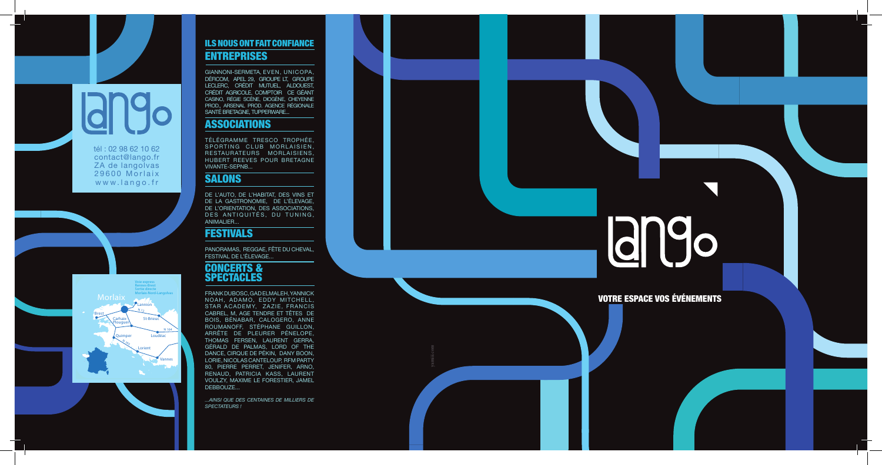# lango

tél : 02 98 62 10 62
contact@lango.fr
ZA de langolvas
29600 Morlaix
www.lango.fr

Voie express Rennes-Brest
Sortie directe Morlaix-Nord-Langolvas

Morlaix
Lannion
Brest
N 12
Carhaix-Plouguer
St-Brieuc
N 164
Quimper
Loudéac
N 165
Lorient
Vannes

## ILS NOUS ONT FAIT CONFIANCE

### ENTREPRISES

GIANNONI-SERMETA, EVEN, UNICOPA, DÉRICOM, APEL 29, GROUPE LT, GROUPE LECLERC, CRÉDIT MUTUEL, ALDOUEST, CRÉDIT AGRICOLE, COMPTOIR CE GÉANT CASINO, RÉGIE SCÈNE, DIOGÈNE, CHEYENNE PROD., ARSENAL PROD. AGENCE RÉGIONALE SANTÉ BRETAGNE, TUPPERWARE...

### ASSOCIATIONS

TÉLÉGRAMME TRESCO TROPHÉE, SPORTING CLUB MORLAISIEN, RESTAURATEURS MORLAISIENS, HUBERT REEVES POUR BRETAGNE VIVANTE-SEPNB...

### SALONS

DE L'AUTO, DE L'HABITAT, DES VINS ET DE LA GASTRONOMIE, DE L'ÉLEVAGE, DE L'ORIENTATION, DES ASSOCIATIONS, DES ANTIQUITÉS, DU TUNING, ANIMALIER...

### FESTIVALS

PANORAMAS, REGGAE, FÊTE DU CHEVAL, FESTIVAL DE L'ÉLEVAGE...

### CONCERTS & SPECTACLES

FRANK DUBOSC, GAD ELMALEH, YANNICK NOAH, ADAMO, EDDY MITCHELL, STAR ACADEMY, ZAZIE, FRANCIS CABREL, M, AGE TENDRE ET TÊTES DE BOIS, BÉNABAR, CALOGERO, ANNE ROUMANOFF, STÉPHANE GUILLON, ARRÊTE DE PLEURER PÉNÉLOPE, THOMAS FERSEN, LAURENT GERRA, GÉRALD DE PALMAS, LORD OF THE DANCE, CIRQUE DE PÉKIN, DANY BOON, LORIE, NICOLAS CANTELOUP, RFM PARTY 80, PIERRE PERRET, JENIFER, ARNO, RENAUD, PATRICIA KASS, LAURENT VOULZY, MAXIME LE FORESTIER, JAMEL DEBBOUZE...

*...AINSI QUE DES CENTAINES DE MILLIERS DE SPECTATEURS !*

# lango

**VOTRE ESPACE VOS ÉVÉNEMENTS**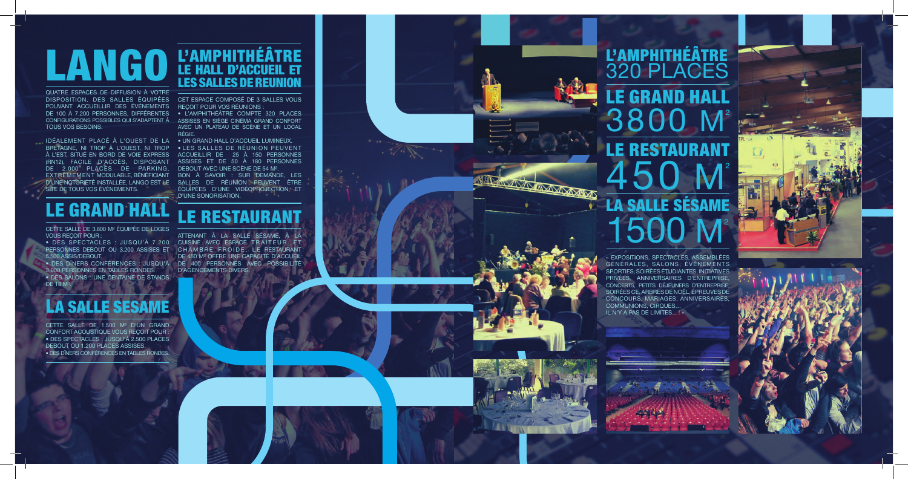# LANGO

QUATRE ESPACES DE DIFFUSION À VOTRE DISPOSITION. DES SALLES ÉQUIPÉES POUVANT ACCUEILLIR DES ÉVÈNEMENTS DE 100 À 7.200 PERSONNES, DIFFÉRENTES CONFIGURATIONS POSSIBLES QUI S'ADAPTENT À TOUS VOS BESOINS.

IDÉALEMENT PLACÉ À L'OUEST DE LA BRETAGNE, NI TROP À L'OUEST, NI TROP À L'EST, SITUÉ EN BORD DE VOIE EXPRESS (RN12), FACILE D'ACCÈS, DISPOSANT DE 2.000 PLACES DE PARKING, EXTRÊMEMENT MODULABLE, BÉNÉFICIANT D'UNE NOTORIÉTÉ INSTALLÉE, LANGO EST LE SITE DE TOUS VOS ÉVÈNEMENTS.

## LE GRAND HALL

CETTE SALLE DE 3.800 M² ÉQUIPÉE DE LOGES VOUS REÇOIT POUR :

- DES SPECTACLES : JUSQU'À 7.200 PERSONNES DEBOUT OU 3.200 ASSISES ET 5.500 ASSIS/DEBOUT.
- DES DÎNERS CONFÉRENCES : JUSQU'À 3.000 PERSONNES EN TABLES RONDES.
- DES SALONS : UNE CENTAINE DE STANDS DE 18 M².

## LA SALLE SESAME

CETTE SALLE DE 1.500 M² D'UN GRAND CONFORT ACOUSTIQUE VOUS REÇOIT POUR :

- DES SPECTACLES : JUSQU'À 2.500 PLACES DEBOUT OU 1.200 PLACES ASSISES.
- DES DÎNERS CONFÉRENCES EN TABLES RONDES.

## L'AMPHITHÉÂTRE LE HALL D'ACCUEIL ET LES SALLES DE REUNION

CET ESPACE COMPOSÉ DE 3 SALLES VOUS REÇOIT POUR VOS RÉUNIONS :

- L'AMPHITHÉÂTRE COMPTE 320 PLACES ASSISES EN SIÈGE CINÉMA GRAND CONFORT AVEC UN PLATEAU DE SCÈNE ET UN LOCAL RÉGIE.
- UN GRAND HALL D'ACCUEIL LUMINEUX.
- LES SALLES DE RÉUNION PEUVENT ACCUEILLIR DE 25 À 150 PERSONNES ASSISES ET DE 50 À 180 PERSONNES DEBOUT AVEC UNE SCÈNE DE 54 M².

BON À SAVOIR : SUR DEMANDE, LES SALLES DE RÉUNION PEUVENT ÊTRE ÉQUIPÉES D'UNE VIDÉOPROJECTION ET D'UNE SONORISATION.

## LE RESTAURANT

ATTENANT À LA SALLE SÉSAME, À LA CUISINE AVEC ESPACE TRAITEUR ET CHAMBRE FROIDE, LE RESTAURANT DE 450 M² OFFRE UNE CAPACITÉ D'ACCUEIL DE 400 PERSONNES AVEC POSSIBILITÉ D'AGENCEMENTS DIVERS.

## L'AMPHITHÉÂTRE 320 PLACES

## LE GRAND HALL 3800 M²

## LE RESTAURANT 450 M²

## LA SALLE SÉSAME 1500 M²

« EXPOSITIONS, SPECTACLES, ASSEMBLÉES GÉNÉRALES, SALONS, ÉVÈNEMENTS SPORTIFS, SOIRÉES ÉTUDIANTES, INITIATIVES PRIVÉES, ANNIVERSAIRES D'ENTREPRISE, CONCERTS, PETITS DÉJEUNERS D'ENTREPRISE, SOIRÉES CE, ARBRES DE NOËL, ÉPREUVES DE CONCOURS, MARIAGES, ANNIVERSAIRES, COMMUNIONS, CIRQUES...

IL N'Y A PAS DE LIMITES... ! »